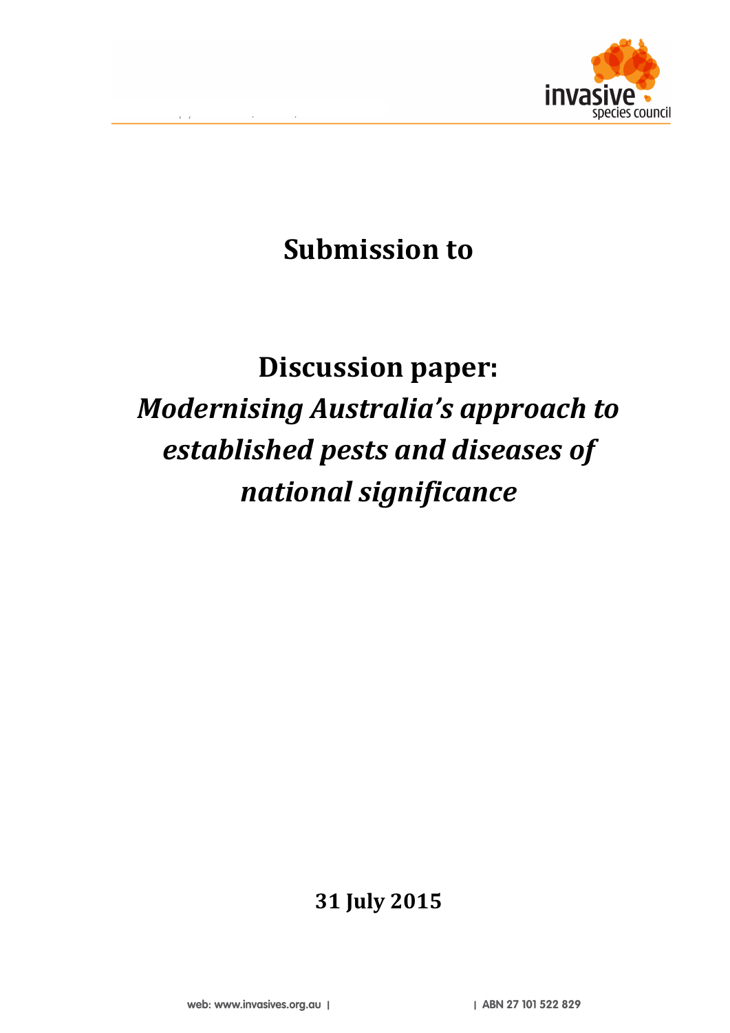# Submission to

# Discussion paper: *Modernising Australia's approach to established pests and diseases of national significance*

**31 July 2015**

web: www.invasives.org.au | | ABN 27 101 522 829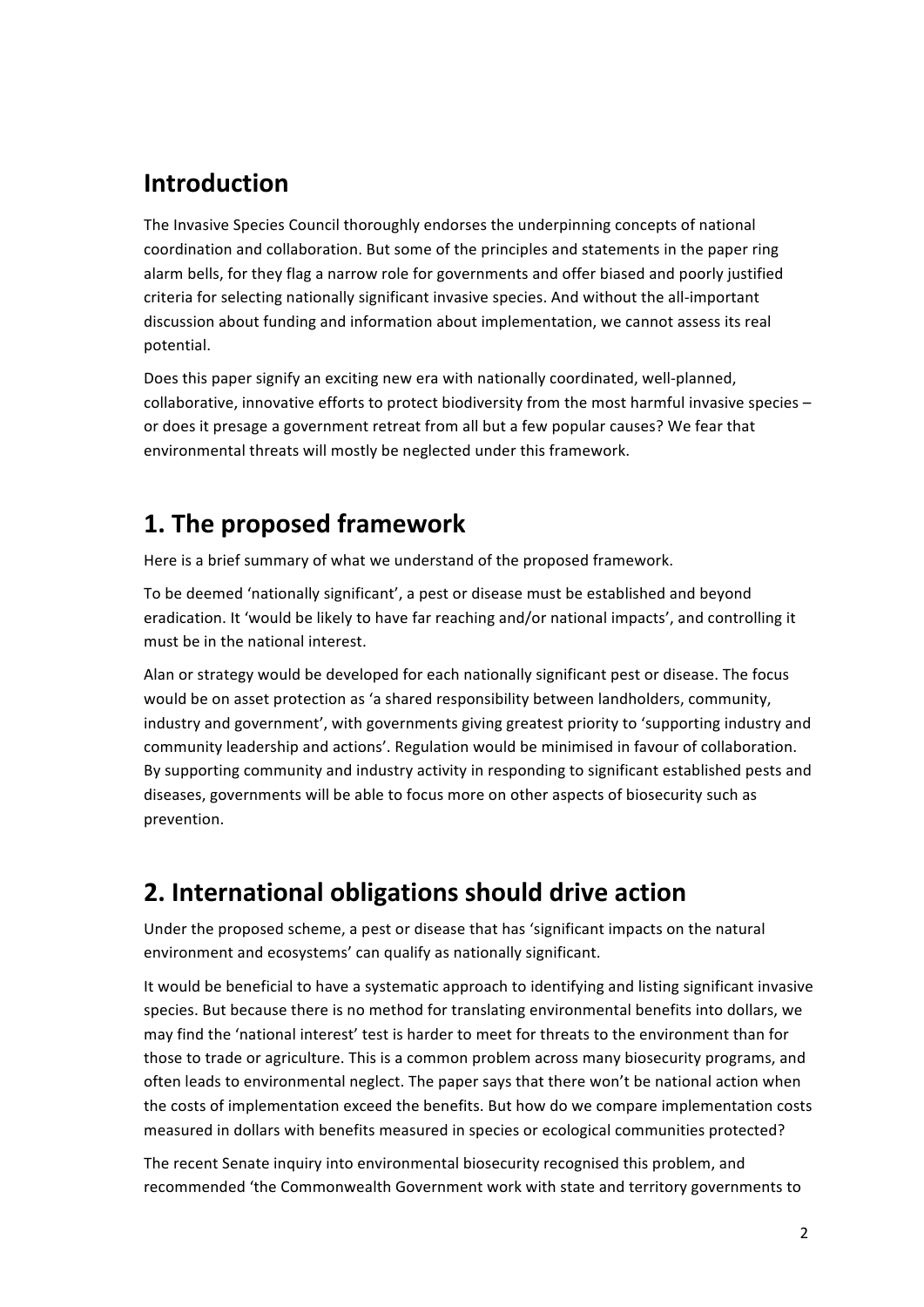## Introduction

The Invasive Species Council thoroughly endorses the underpinning concepts of national coordination and collaboration. But some of the principles and statements in the paper ring alarm bells, for they flag a narrow role for governments and offer biased and poorly justified criteria for selecting nationally significant invasive species. And without the all-important discussion about funding and information about implementation, we cannot assess its real potential.

Does this paper signify an exciting new era with nationally coordinated, well-planned, collaborative, innovative efforts to protect biodiversity from the most harmful invasive species – or does it presage a government retreat from all but a few popular causes? We fear that environmental threats will mostly be neglected under this framework.

## 1. The proposed framework

Here is a brief summary of what we understand of the proposed framework.

To be deemed 'nationally significant', a pest or disease must be established and beyond eradication. It 'would be likely to have far reaching and/or national impacts', and controlling it must be in the national interest.

Alan or strategy would be developed for each nationally significant pest or disease. The focus would be on asset protection as 'a shared responsibility between landholders, community, industry and government', with governments giving greatest priority to 'supporting industry and community leadership and actions'. Regulation would be minimised in favour of collaboration. By supporting community and industry activity in responding to significant established pests and diseases, governments will be able to focus more on other aspects of biosecurity such as prevention.

## 2. International obligations should drive action

Under the proposed scheme, a pest or disease that has 'significant impacts on the natural environment and ecosystems' can qualify as nationally significant.

It would be beneficial to have a systematic approach to identifying and listing significant invasive species. But because there is no method for translating environmental benefits into dollars, we may find the 'national interest' test is harder to meet for threats to the environment than for those to trade or agriculture. This is a common problem across many biosecurity programs, and often leads to environmental neglect. The paper says that there won't be national action when the costs of implementation exceed the benefits. But how do we compare implementation costs measured in dollars with benefits measured in species or ecological communities protected?

The recent Senate inquiry into environmental biosecurity recognised this problem, and recommended 'the Commonwealth Government work with state and territory governments to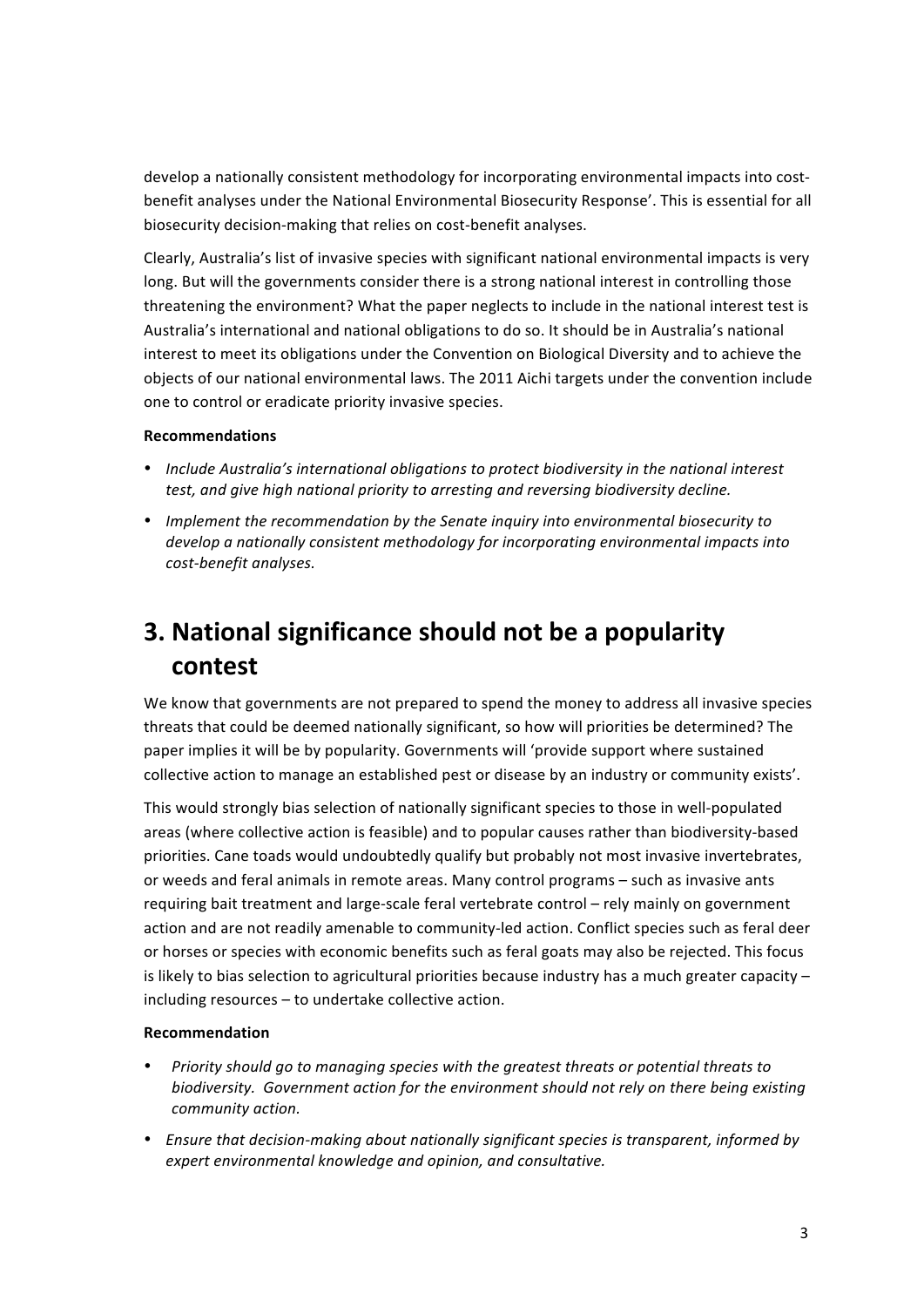develop a nationally consistent methodology for incorporating environmental impacts into cost-benefit analyses under the National Environmental Biosecurity Response'. This is essential for all biosecurity decision-making that relies on cost-benefit analyses.

Clearly, Australia's list of invasive species with significant national environmental impacts is very long. But will the governments consider there is a strong national interest in controlling those threatening the environment? What the paper neglects to include in the national interest test is Australia's international and national obligations to do so. It should be in Australia's national interest to meet its obligations under the Convention on Biological Diversity and to achieve the objects of our national environmental laws. The 2011 Aichi targets under the convention include one to control or eradicate priority invasive species.

**Recommendations**

- *Include Australia's international obligations to protect biodiversity in the national interest test, and give high national priority to arresting and reversing biodiversity decline.*
- *Implement the recommendation by the Senate inquiry into environmental biosecurity to develop a nationally consistent methodology for incorporating environmental impacts into cost-benefit analyses.*

# 3. National significance should not be a popularity contest

We know that governments are not prepared to spend the money to address all invasive species threats that could be deemed nationally significant, so how will priorities be determined? The paper implies it will be by popularity. Governments will 'provide support where sustained collective action to manage an established pest or disease by an industry or community exists'.

This would strongly bias selection of nationally significant species to those in well-populated areas (where collective action is feasible) and to popular causes rather than biodiversity-based priorities. Cane toads would undoubtedly qualify but probably not most invasive invertebrates, or weeds and feral animals in remote areas. Many control programs – such as invasive ants requiring bait treatment and large-scale feral vertebrate control – rely mainly on government action and are not readily amenable to community-led action. Conflict species such as feral deer or horses or species with economic benefits such as feral goats may also be rejected. This focus is likely to bias selection to agricultural priorities because industry has a much greater capacity – including resources – to undertake collective action.

**Recommendation**

- *Priority should go to managing species with the greatest threats or potential threats to biodiversity. Government action for the environment should not rely on there being existing community action.*
- *Ensure that decision-making about nationally significant species is transparent, informed by expert environmental knowledge and opinion, and consultative.*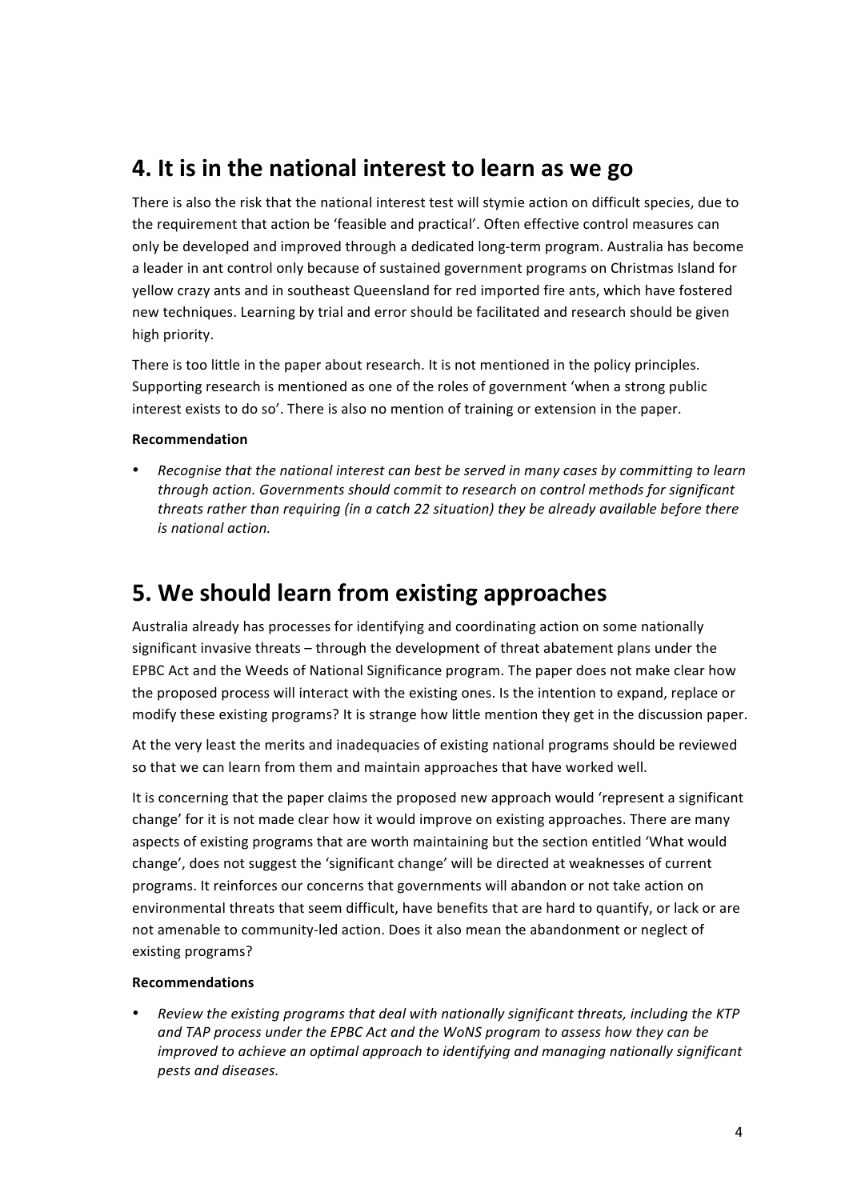## 4. It is in the national interest to learn as we go

There is also the risk that the national interest test will stymie action on difficult species, due to the requirement that action be 'feasible and practical'. Often effective control measures can only be developed and improved through a dedicated long-term program. Australia has become a leader in ant control only because of sustained government programs on Christmas Island for yellow crazy ants and in southeast Queensland for red imported fire ants, which have fostered new techniques. Learning by trial and error should be facilitated and research should be given high priority.

There is too little in the paper about research. It is not mentioned in the policy principles. Supporting research is mentioned as one of the roles of government 'when a strong public interest exists to do so'. There is also no mention of training or extension in the paper.

**Recommendation**

- *Recognise that the national interest can best be served in many cases by committing to learn through action. Governments should commit to research on control methods for significant threats rather than requiring (in a catch 22 situation) they be already available before there is national action.*

## 5. We should learn from existing approaches

Australia already has processes for identifying and coordinating action on some nationally significant invasive threats – through the development of threat abatement plans under the EPBC Act and the Weeds of National Significance program. The paper does not make clear how the proposed process will interact with the existing ones. Is the intention to expand, replace or modify these existing programs? It is strange how little mention they get in the discussion paper.

At the very least the merits and inadequacies of existing national programs should be reviewed so that we can learn from them and maintain approaches that have worked well.

It is concerning that the paper claims the proposed new approach would 'represent a significant change' for it is not made clear how it would improve on existing approaches. There are many aspects of existing programs that are worth maintaining but the section entitled 'What would change', does not suggest the 'significant change' will be directed at weaknesses of current programs. It reinforces our concerns that governments will abandon or not take action on environmental threats that seem difficult, have benefits that are hard to quantify, or lack or are not amenable to community-led action. Does it also mean the abandonment or neglect of existing programs?

**Recommendations**

- *Review the existing programs that deal with nationally significant threats, including the KTP and TAP process under the EPBC Act and the WoNS program to assess how they can be improved to achieve an optimal approach to identifying and managing nationally significant pests and diseases.*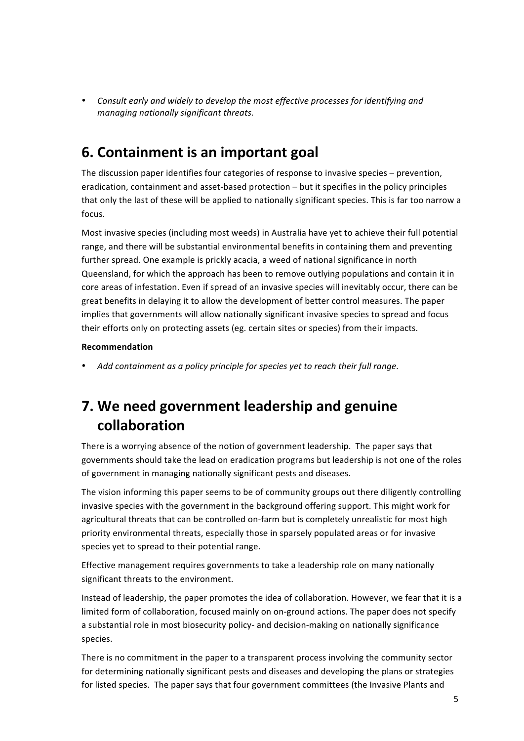- *Consult early and widely to develop the most effective processes for identifying and managing nationally significant threats.*

## 6. Containment is an important goal

The discussion paper identifies four categories of response to invasive species – prevention, eradication, containment and asset-based protection – but it specifies in the policy principles that only the last of these will be applied to nationally significant species. This is far too narrow a focus.

Most invasive species (including most weeds) in Australia have yet to achieve their full potential range, and there will be substantial environmental benefits in containing them and preventing further spread. One example is prickly acacia, a weed of national significance in north Queensland, for which the approach has been to remove outlying populations and contain it in core areas of infestation. Even if spread of an invasive species will inevitably occur, there can be great benefits in delaying it to allow the development of better control measures. The paper implies that governments will allow nationally significant invasive species to spread and focus their efforts only on protecting assets (eg. certain sites or species) from their impacts.

**Recommendation**

- *Add containment as a policy principle for species yet to reach their full range.*

## 7. We need government leadership and genuine collaboration

There is a worrying absence of the notion of government leadership. The paper says that governments should take the lead on eradication programs but leadership is not one of the roles of government in managing nationally significant pests and diseases.

The vision informing this paper seems to be of community groups out there diligently controlling invasive species with the government in the background offering support. This might work for agricultural threats that can be controlled on-farm but is completely unrealistic for most high priority environmental threats, especially those in sparsely populated areas or for invasive species yet to spread to their potential range.

Effective management requires governments to take a leadership role on many nationally significant threats to the environment.

Instead of leadership, the paper promotes the idea of collaboration. However, we fear that it is a limited form of collaboration, focused mainly on on-ground actions. The paper does not specify a substantial role in most biosecurity policy- and decision-making on nationally significance species.

There is no commitment in the paper to a transparent process involving the community sector for determining nationally significant pests and diseases and developing the plans or strategies for listed species. The paper says that four government committees (the Invasive Plants and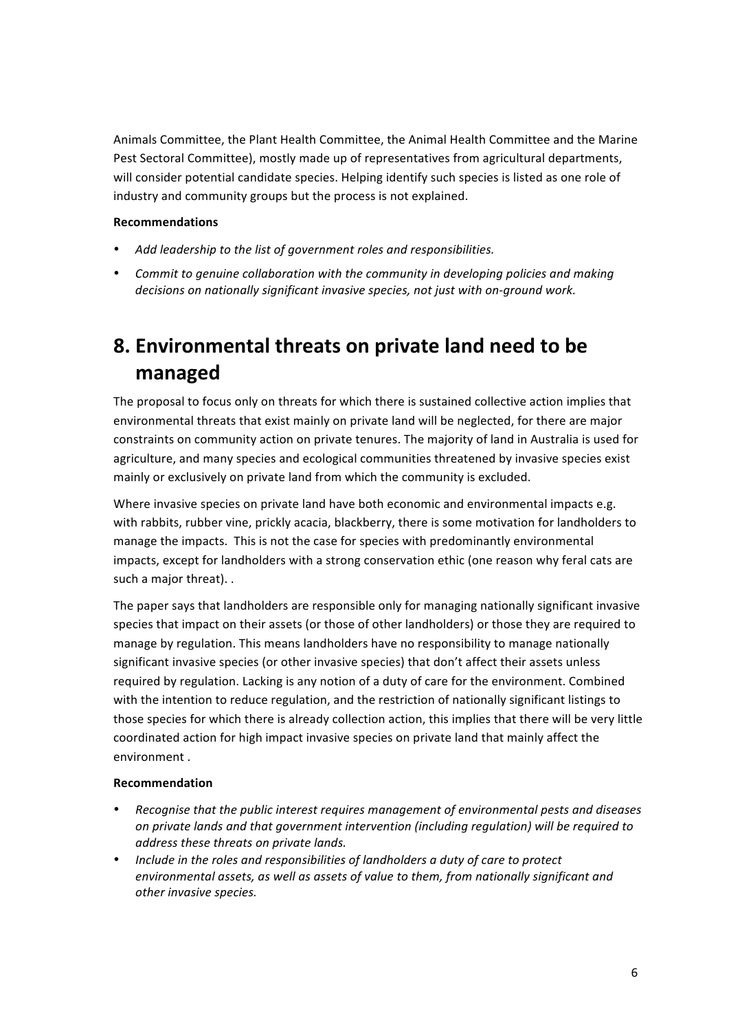Animals Committee, the Plant Health Committee, the Animal Health Committee and the Marine Pest Sectoral Committee), mostly made up of representatives from agricultural departments, will consider potential candidate species. Helping identify such species is listed as one role of industry and community groups but the process is not explained.

**Recommendations**

- *Add leadership to the list of government roles and responsibilities.*
- *Commit to genuine collaboration with the community in developing policies and making decisions on nationally significant invasive species, not just with on-ground work.*

# 8. Environmental threats on private land need to be managed

The proposal to focus only on threats for which there is sustained collective action implies that environmental threats that exist mainly on private land will be neglected, for there are major constraints on community action on private tenures. The majority of land in Australia is used for agriculture, and many species and ecological communities threatened by invasive species exist mainly or exclusively on private land from which the community is excluded.

Where invasive species on private land have both economic and environmental impacts e.g. with rabbits, rubber vine, prickly acacia, blackberry, there is some motivation for landholders to manage the impacts. This is not the case for species with predominantly environmental impacts, except for landholders with a strong conservation ethic (one reason why feral cats are such a major threat). .

The paper says that landholders are responsible only for managing nationally significant invasive species that impact on their assets (or those of other landholders) or those they are required to manage by regulation. This means landholders have no responsibility to manage nationally significant invasive species (or other invasive species) that don't affect their assets unless required by regulation. Lacking is any notion of a duty of care for the environment. Combined with the intention to reduce regulation, and the restriction of nationally significant listings to those species for which there is already collection action, this implies that there will be very little coordinated action for high impact invasive species on private land that mainly affect the environment .

**Recommendation**

- *Recognise that the public interest requires management of environmental pests and diseases on private lands and that government intervention (including regulation) will be required to address these threats on private lands.*
- *Include in the roles and responsibilities of landholders a duty of care to protect environmental assets, as well as assets of value to them, from nationally significant and other invasive species.*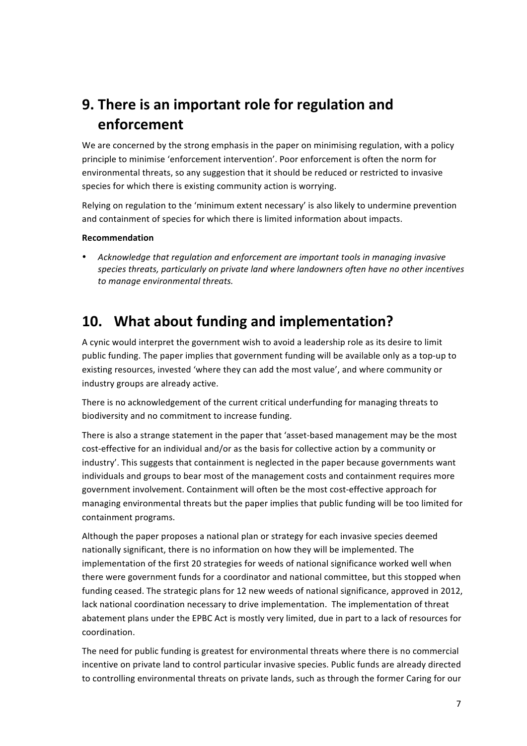# 9. There is an important role for regulation and enforcement

We are concerned by the strong emphasis in the paper on minimising regulation, with a policy principle to minimise 'enforcement intervention'. Poor enforcement is often the norm for environmental threats, so any suggestion that it should be reduced or restricted to invasive species for which there is existing community action is worrying.

Relying on regulation to the 'minimum extent necessary' is also likely to undermine prevention and containment of species for which there is limited information about impacts.

**Recommendation**

- *Acknowledge that regulation and enforcement are important tools in managing invasive species threats, particularly on private land where landowners often have no other incentives to manage environmental threats.*

# 10. What about funding and implementation?

A cynic would interpret the government wish to avoid a leadership role as its desire to limit public funding. The paper implies that government funding will be available only as a top-up to existing resources, invested 'where they can add the most value', and where community or industry groups are already active.

There is no acknowledgement of the current critical underfunding for managing threats to biodiversity and no commitment to increase funding.

There is also a strange statement in the paper that 'asset-based management may be the most cost-effective for an individual and/or as the basis for collective action by a community or industry'. This suggests that containment is neglected in the paper because governments want individuals and groups to bear most of the management costs and containment requires more government involvement. Containment will often be the most cost-effective approach for managing environmental threats but the paper implies that public funding will be too limited for containment programs.

Although the paper proposes a national plan or strategy for each invasive species deemed nationally significant, there is no information on how they will be implemented. The implementation of the first 20 strategies for weeds of national significance worked well when there were government funds for a coordinator and national committee, but this stopped when funding ceased. The strategic plans for 12 new weeds of national significance, approved in 2012, lack national coordination necessary to drive implementation. The implementation of threat abatement plans under the EPBC Act is mostly very limited, due in part to a lack of resources for coordination.

The need for public funding is greatest for environmental threats where there is no commercial incentive on private land to control particular invasive species. Public funds are already directed to controlling environmental threats on private lands, such as through the former Caring for our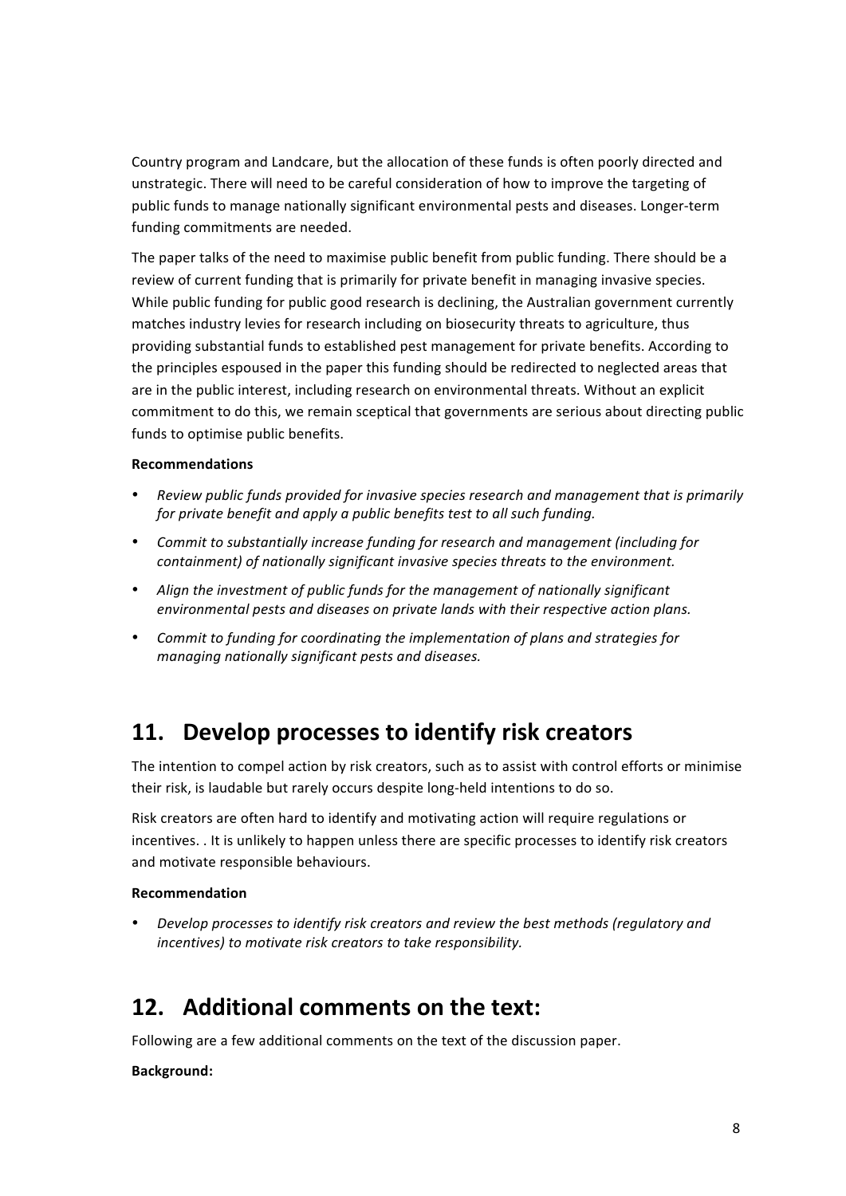Country program and Landcare, but the allocation of these funds is often poorly directed and unstrategic. There will need to be careful consideration of how to improve the targeting of public funds to manage nationally significant environmental pests and diseases. Longer-term funding commitments are needed.

The paper talks of the need to maximise public benefit from public funding. There should be a review of current funding that is primarily for private benefit in managing invasive species. While public funding for public good research is declining, the Australian government currently matches industry levies for research including on biosecurity threats to agriculture, thus providing substantial funds to established pest management for private benefits. According to the principles espoused in the paper this funding should be redirected to neglected areas that are in the public interest, including research on environmental threats. Without an explicit commitment to do this, we remain sceptical that governments are serious about directing public funds to optimise public benefits.

**Recommendations**

- *Review public funds provided for invasive species research and management that is primarily for private benefit and apply a public benefits test to all such funding.*
- *Commit to substantially increase funding for research and management (including for containment) of nationally significant invasive species threats to the environment.*
- *Align the investment of public funds for the management of nationally significant environmental pests and diseases on private lands with their respective action plans.*
- *Commit to funding for coordinating the implementation of plans and strategies for managing nationally significant pests and diseases.*

## 11. Develop processes to identify risk creators

The intention to compel action by risk creators, such as to assist with control efforts or minimise their risk, is laudable but rarely occurs despite long-held intentions to do so.

Risk creators are often hard to identify and motivating action will require regulations or incentives. . It is unlikely to happen unless there are specific processes to identify risk creators and motivate responsible behaviours.

**Recommendation**

- *Develop processes to identify risk creators and review the best methods (regulatory and incentives) to motivate risk creators to take responsibility.*

## 12. Additional comments on the text:

Following are a few additional comments on the text of the discussion paper.

**Background:**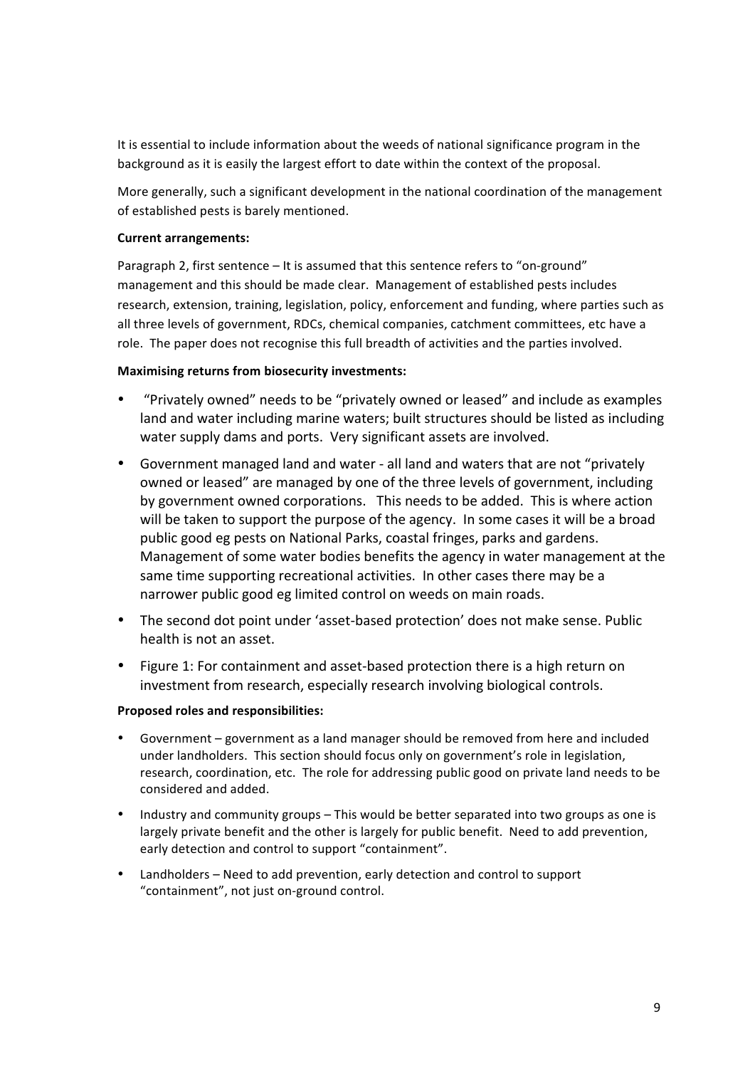It is essential to include information about the weeds of national significance program in the background as it is easily the largest effort to date within the context of the proposal.

More generally, such a significant development in the national coordination of the management of established pests is barely mentioned.

**Current arrangements:**

Paragraph 2, first sentence – It is assumed that this sentence refers to "on-ground" management and this should be made clear. Management of established pests includes research, extension, training, legislation, policy, enforcement and funding, where parties such as all three levels of government, RDCs, chemical companies, catchment committees, etc have a role. The paper does not recognise this full breadth of activities and the parties involved.

**Maximising returns from biosecurity investments:**

- "Privately owned" needs to be "privately owned or leased" and include as examples land and water including marine waters; built structures should be listed as including water supply dams and ports. Very significant assets are involved.
- Government managed land and water - all land and waters that are not "privately owned or leased" are managed by one of the three levels of government, including by government owned corporations. This needs to be added. This is where action will be taken to support the purpose of the agency. In some cases it will be a broad public good eg pests on National Parks, coastal fringes, parks and gardens. Management of some water bodies benefits the agency in water management at the same time supporting recreational activities. In other cases there may be a narrower public good eg limited control on weeds on main roads.
- The second dot point under 'asset-based protection' does not make sense. Public health is not an asset.
- Figure 1: For containment and asset-based protection there is a high return on investment from research, especially research involving biological controls.

**Proposed roles and responsibilities:**

- Government – government as a land manager should be removed from here and included under landholders. This section should focus only on government's role in legislation, research, coordination, etc. The role for addressing public good on private land needs to be considered and added.
- Industry and community groups – This would be better separated into two groups as one is largely private benefit and the other is largely for public benefit. Need to add prevention, early detection and control to support "containment".
- Landholders – Need to add prevention, early detection and control to support "containment", not just on-ground control.